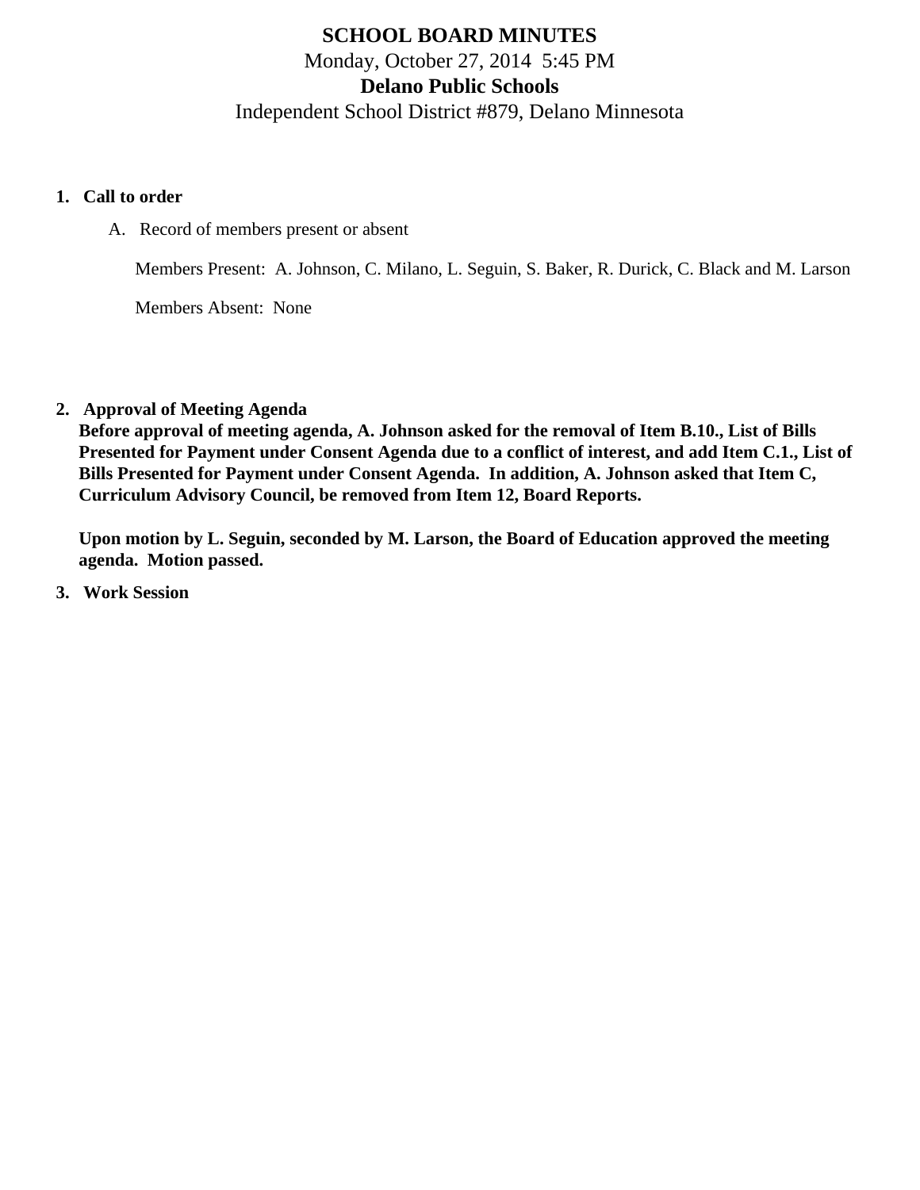# SCHOOL BOARD MINUTES

Monday, October 27, 2014 5:45 PM

**Delano Public Schools**

Independent School District #879, Delano Minnesota

1. **Call to order**

   A. Record of members present or absent

      Members Present: A. Johnson, C. Milano, L. Seguin, S. Baker, R. Durick, C. Black and M. Larson

      Members Absent: None

2. **Approval of Meeting Agenda**

   **Before approval of meeting agenda, A. Johnson asked for the removal of Item B.10., List of Bills Presented for Payment under Consent Agenda due to a conflict of interest, and add Item C.1., List of Bills Presented for Payment under Consent Agenda. In addition, A. Johnson asked that Item C, Curriculum Advisory Council, be removed from Item 12, Board Reports.**

   **Upon motion by L. Seguin, seconded by M. Larson, the Board of Education approved the meeting agenda. Motion passed.**

3. **Work Session**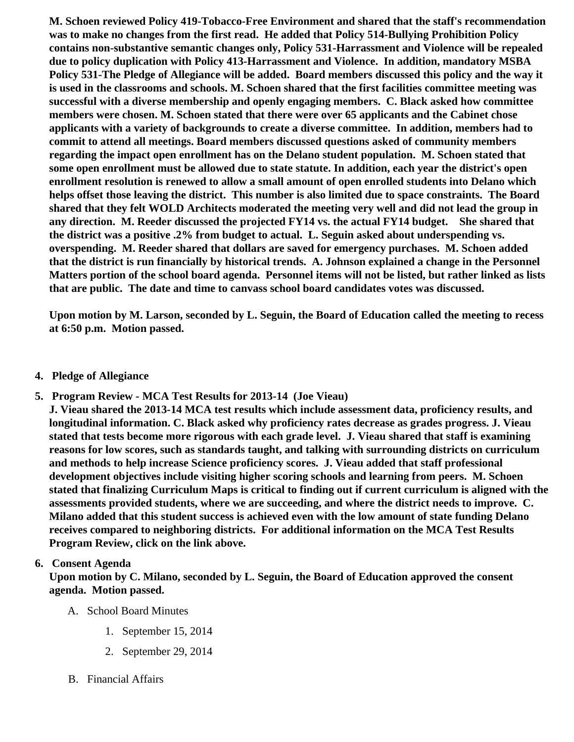**M. Schoen reviewed Policy 419-Tobacco-Free Environment and shared that the staff's recommendation was to make no changes from the first read. He added that Policy 514-Bullying Prohibition Policy contains non-substantive semantic changes only, Policy 531-Harrassment and Violence will be repealed due to policy duplication with Policy 413-Harrassment and Violence. In addition, mandatory MSBA Policy 531-The Pledge of Allegiance will be added. Board members discussed this policy and the way it is used in the classrooms and schools. M. Schoen shared that the first facilities committee meeting was successful with a diverse membership and openly engaging members. C. Black asked how committee members were chosen. M. Schoen stated that there were over 65 applicants and the Cabinet chose applicants with a variety of backgrounds to create a diverse committee. In addition, members had to commit to attend all meetings. Board members discussed questions asked of community members regarding the impact open enrollment has on the Delano student population. M. Schoen stated that some open enrollment must be allowed due to state statute. In addition, each year the district's open enrollment resolution is renewed to allow a small amount of open enrolled students into Delano which helps offset those leaving the district. This number is also limited due to space constraints. The Board shared that they felt WOLD Architects moderated the meeting very well and did not lead the group in any direction. M. Reeder discussed the projected FY14 vs. the actual FY14 budget. She shared that the district was a positive .2% from budget to actual. L. Seguin asked about underspending vs. overspending. M. Reeder shared that dollars are saved for emergency purchases. M. Schoen added that the district is run financially by historical trends. A. Johnson explained a change in the Personnel Matters portion of the school board agenda. Personnel items will not be listed, but rather linked as lists that are public. The date and time to canvass school board candidates votes was discussed.**

**Upon motion by M. Larson, seconded by L. Seguin, the Board of Education called the meeting to recess at 6:50 p.m. Motion passed.**

4. **Pledge of Allegiance**

5. **Program Review - MCA Test Results for 2013-14 (Joe Vieau)**
   **J. Vieau shared the 2013-14 MCA test results which include assessment data, proficiency results, and longitudinal information. C. Black asked why proficiency rates decrease as grades progress. J. Vieau stated that tests become more rigorous with each grade level. J. Vieau shared that staff is examining reasons for low scores, such as standards taught, and talking with surrounding districts on curriculum and methods to help increase Science proficiency scores. J. Vieau added that staff professional development objectives include visiting higher scoring schools and learning from peers. M. Schoen stated that finalizing Curriculum Maps is critical to finding out if current curriculum is aligned with the assessments provided students, where we are succeeding, and where the district needs to improve. C. Milano added that this student success is achieved even with the low amount of state funding Delano receives compared to neighboring districts. For additional information on the MCA Test Results Program Review, click on the link above.**

6. **Consent Agenda**
   **Upon motion by C. Milano, seconded by L. Seguin, the Board of Education approved the consent agenda. Motion passed.**

   A. School Board Minutes
      1. September 15, 2014
      2. September 29, 2014

   B. Financial Affairs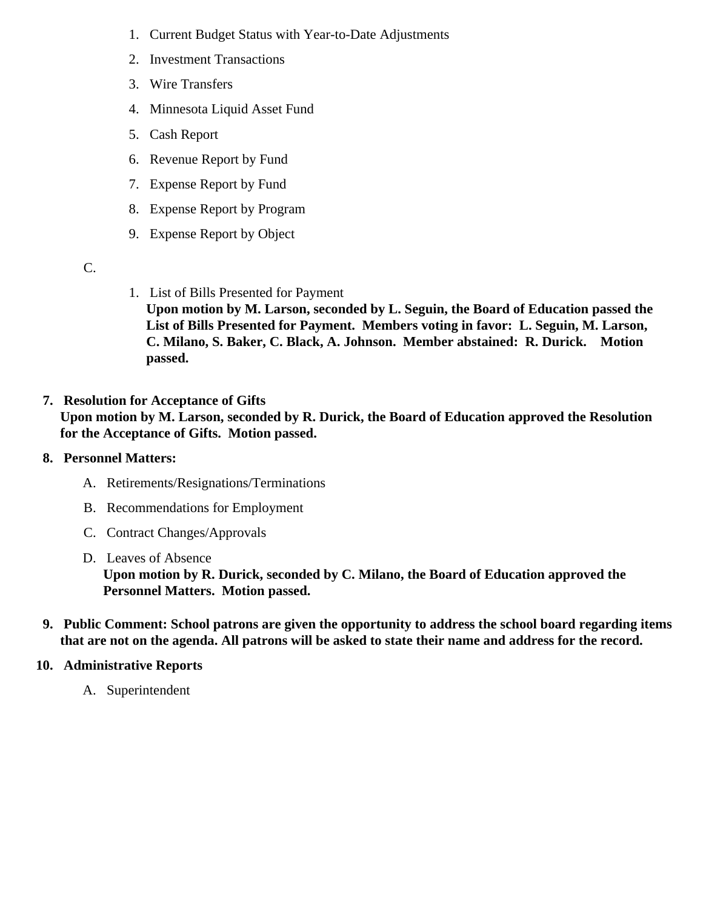1. Current Budget Status with Year-to-Date Adjustments
2. Investment Transactions
3. Wire Transfers
4. Minnesota Liquid Asset Fund
5. Cash Report
6. Revenue Report by Fund
7. Expense Report by Fund
8. Expense Report by Program
9. Expense Report by Object

C.

1. List of Bills Presented for Payment
   **Upon motion by M. Larson, seconded by L. Seguin, the Board of Education passed the List of Bills Presented for Payment. Members voting in favor: L. Seguin, M. Larson, C. Milano, S. Baker, C. Black, A. Johnson. Member abstained: R. Durick. Motion passed.**

7. **Resolution for Acceptance of Gifts**
   **Upon motion by M. Larson, seconded by R. Durick, the Board of Education approved the Resolution for the Acceptance of Gifts. Motion passed.**

8. **Personnel Matters:**
   A. Retirements/Resignations/Terminations
   B. Recommendations for Employment
   C. Contract Changes/Approvals
   D. Leaves of Absence
   **Upon motion by R. Durick, seconded by C. Milano, the Board of Education approved the Personnel Matters. Motion passed.**

9. **Public Comment: School patrons are given the opportunity to address the school board regarding items that are not on the agenda. All patrons will be asked to state their name and address for the record.**

10. **Administrative Reports**
    A. Superintendent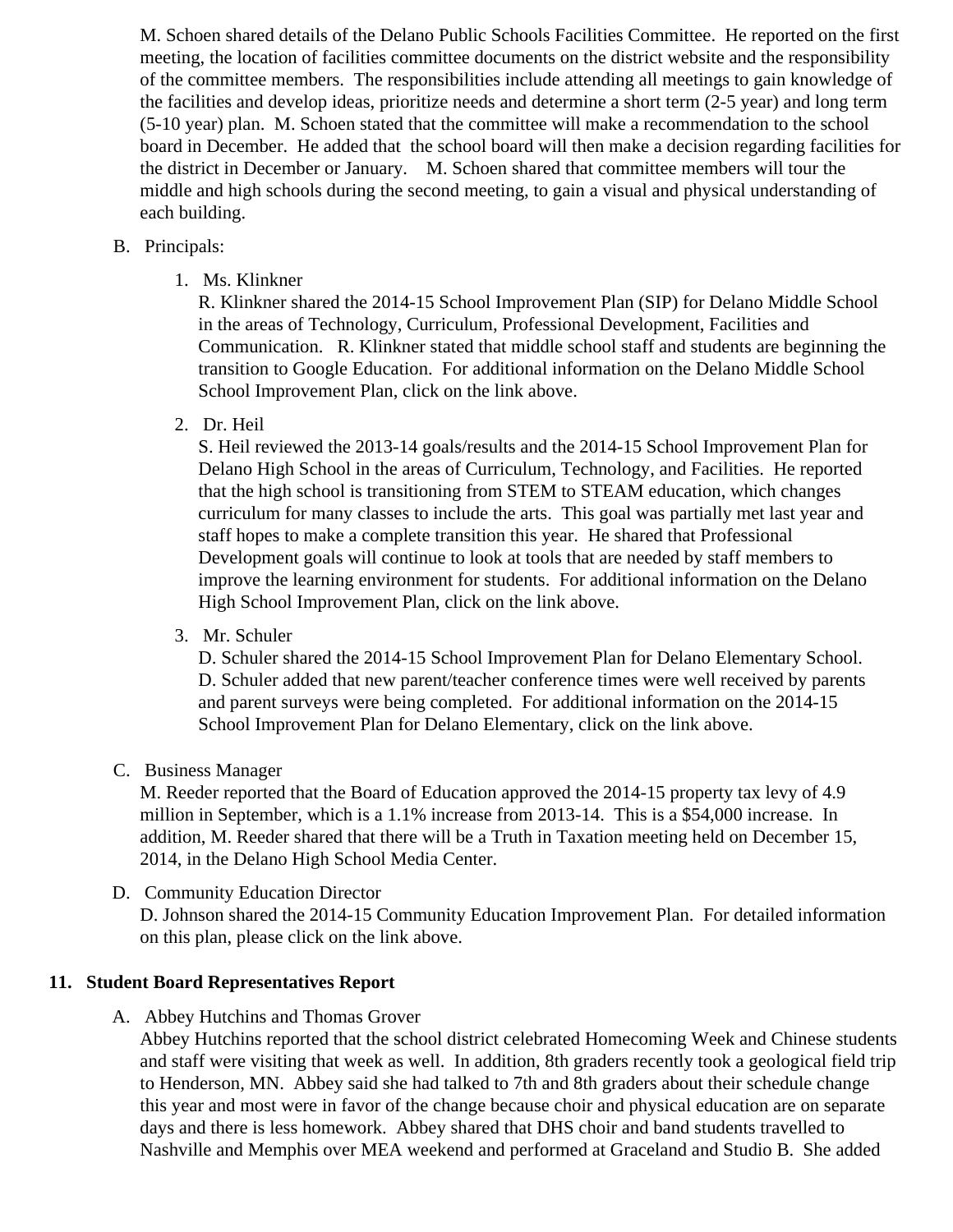M. Schoen shared details of the Delano Public Schools Facilities Committee. He reported on the first meeting, the location of facilities committee documents on the district website and the responsibility of the committee members. The responsibilities include attending all meetings to gain knowledge of the facilities and develop ideas, prioritize needs and determine a short term (2-5 year) and long term (5-10 year) plan. M. Schoen stated that the committee will make a recommendation to the school board in December. He added that the school board will then make a decision regarding facilities for the district in December or January. M. Schoen shared that committee members will tour the middle and high schools during the second meeting, to gain a visual and physical understanding of each building.

B. Principals:

1. Ms. Klinkner
   R. Klinkner shared the 2014-15 School Improvement Plan (SIP) for Delano Middle School in the areas of Technology, Curriculum, Professional Development, Facilities and Communication. R. Klinkner stated that middle school staff and students are beginning the transition to Google Education. For additional information on the Delano Middle School School Improvement Plan, click on the link above.

2. Dr. Heil
   S. Heil reviewed the 2013-14 goals/results and the 2014-15 School Improvement Plan for Delano High School in the areas of Curriculum, Technology, and Facilities. He reported that the high school is transitioning from STEM to STEAM education, which changes curriculum for many classes to include the arts. This goal was partially met last year and staff hopes to make a complete transition this year. He shared that Professional Development goals will continue to look at tools that are needed by staff members to improve the learning environment for students. For additional information on the Delano High School Improvement Plan, click on the link above.

3. Mr. Schuler
   D. Schuler shared the 2014-15 School Improvement Plan for Delano Elementary School. D. Schuler added that new parent/teacher conference times were well received by parents and parent surveys were being completed. For additional information on the 2014-15 School Improvement Plan for Delano Elementary, click on the link above.

C. Business Manager
M. Reeder reported that the Board of Education approved the 2014-15 property tax levy of 4.9 million in September, which is a 1.1% increase from 2013-14. This is a $54,000 increase. In addition, M. Reeder shared that there will be a Truth in Taxation meeting held on December 15, 2014, in the Delano High School Media Center.

D. Community Education Director
D. Johnson shared the 2014-15 Community Education Improvement Plan. For detailed information on this plan, please click on the link above.

**11. Student Board Representatives Report**

A. Abbey Hutchins and Thomas Grover
Abbey Hutchins reported that the school district celebrated Homecoming Week and Chinese students and staff were visiting that week as well. In addition, 8th graders recently took a geological field trip to Henderson, MN. Abbey said she had talked to 7th and 8th graders about their schedule change this year and most were in favor of the change because choir and physical education are on separate days and there is less homework. Abbey shared that DHS choir and band students travelled to Nashville and Memphis over MEA weekend and performed at Graceland and Studio B. She added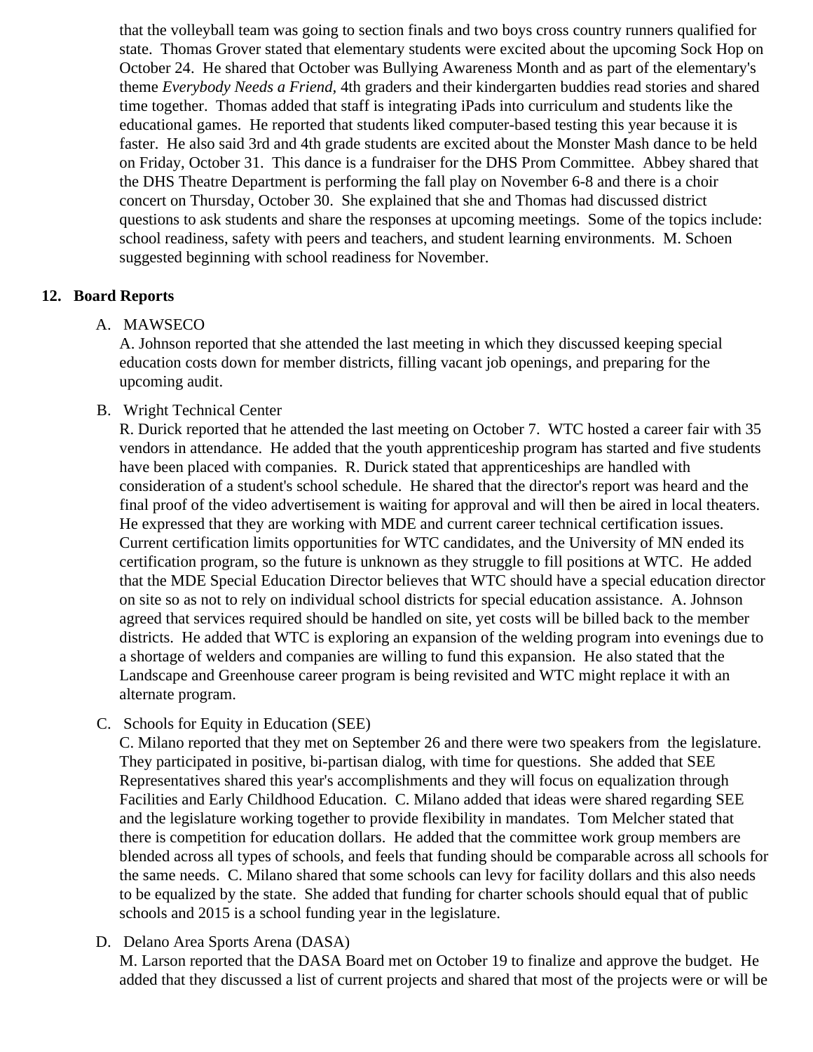that the volleyball team was going to section finals and two boys cross country runners qualified for state. Thomas Grover stated that elementary students were excited about the upcoming Sock Hop on October 24. He shared that October was Bullying Awareness Month and as part of the elementary's theme *Everybody Needs a Friend*, 4th graders and their kindergarten buddies read stories and shared time together. Thomas added that staff is integrating iPads into curriculum and students like the educational games. He reported that students liked computer-based testing this year because it is faster. He also said 3rd and 4th grade students are excited about the Monster Mash dance to be held on Friday, October 31. This dance is a fundraiser for the DHS Prom Committee. Abbey shared that the DHS Theatre Department is performing the fall play on November 6-8 and there is a choir concert on Thursday, October 30. She explained that she and Thomas had discussed district questions to ask students and share the responses at upcoming meetings. Some of the topics include: school readiness, safety with peers and teachers, and student learning environments. M. Schoen suggested beginning with school readiness for November.

## 12. Board Reports

A. MAWSECO

A. Johnson reported that she attended the last meeting in which they discussed keeping special education costs down for member districts, filling vacant job openings, and preparing for the upcoming audit.

B. Wright Technical Center

R. Durick reported that he attended the last meeting on October 7. WTC hosted a career fair with 35 vendors in attendance. He added that the youth apprenticeship program has started and five students have been placed with companies. R. Durick stated that apprenticeships are handled with consideration of a student's school schedule. He shared that the director's report was heard and the final proof of the video advertisement is waiting for approval and will then be aired in local theaters. He expressed that they are working with MDE and current career technical certification issues. Current certification limits opportunities for WTC candidates, and the University of MN ended its certification program, so the future is unknown as they struggle to fill positions at WTC. He added that the MDE Special Education Director believes that WTC should have a special education director on site so as not to rely on individual school districts for special education assistance. A. Johnson agreed that services required should be handled on site, yet costs will be billed back to the member districts. He added that WTC is exploring an expansion of the welding program into evenings due to a shortage of welders and companies are willing to fund this expansion. He also stated that the Landscape and Greenhouse career program is being revisited and WTC might replace it with an alternate program.

C. Schools for Equity in Education (SEE)

C. Milano reported that they met on September 26 and there were two speakers from the legislature. They participated in positive, bi-partisan dialog, with time for questions. She added that SEE Representatives shared this year's accomplishments and they will focus on equalization through Facilities and Early Childhood Education. C. Milano added that ideas were shared regarding SEE and the legislature working together to provide flexibility in mandates. Tom Melcher stated that there is competition for education dollars. He added that the committee work group members are blended across all types of schools, and feels that funding should be comparable across all schools for the same needs. C. Milano shared that some schools can levy for facility dollars and this also needs to be equalized by the state. She added that funding for charter schools should equal that of public schools and 2015 is a school funding year in the legislature.

D. Delano Area Sports Arena (DASA)

M. Larson reported that the DASA Board met on October 19 to finalize and approve the budget. He added that they discussed a list of current projects and shared that most of the projects were or will be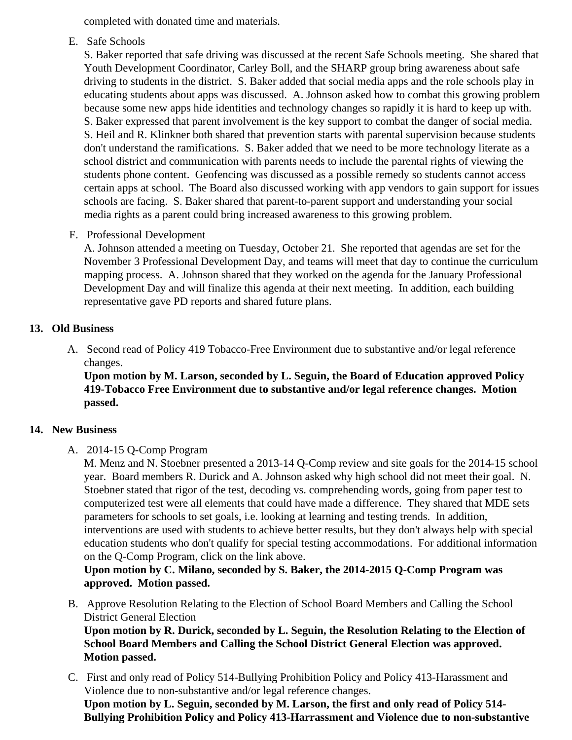completed with donated time and materials.

E. Safe Schools
S. Baker reported that safe driving was discussed at the recent Safe Schools meeting. She shared that Youth Development Coordinator, Carley Boll, and the SHARP group bring awareness about safe driving to students in the district. S. Baker added that social media apps and the role schools play in educating students about apps was discussed. A. Johnson asked how to combat this growing problem because some new apps hide identities and technology changes so rapidly it is hard to keep up with. S. Baker expressed that parent involvement is the key support to combat the danger of social media. S. Heil and R. Klinkner both shared that prevention starts with parental supervision because students don't understand the ramifications. S. Baker added that we need to be more technology literate as a school district and communication with parents needs to include the parental rights of viewing the students phone content. Geofencing was discussed as a possible remedy so students cannot access certain apps at school. The Board also discussed working with app vendors to gain support for issues schools are facing. S. Baker shared that parent-to-parent support and understanding your social media rights as a parent could bring increased awareness to this growing problem.

F. Professional Development
A. Johnson attended a meeting on Tuesday, October 21. She reported that agendas are set for the November 3 Professional Development Day, and teams will meet that day to continue the curriculum mapping process. A. Johnson shared that they worked on the agenda for the January Professional Development Day and will finalize this agenda at their next meeting. In addition, each building representative gave PD reports and shared future plans.

## 13. Old Business

A. Second read of Policy 419 Tobacco-Free Environment due to substantive and/or legal reference changes.
**Upon motion by M. Larson, seconded by L. Seguin, the Board of Education approved Policy 419-Tobacco Free Environment due to substantive and/or legal reference changes. Motion passed.**

## 14. New Business

A. 2014-15 Q-Comp Program
M. Menz and N. Stoebner presented a 2013-14 Q-Comp review and site goals for the 2014-15 school year. Board members R. Durick and A. Johnson asked why high school did not meet their goal. N. Stoebner stated that rigor of the test, decoding vs. comprehending words, going from paper test to computerized test were all elements that could have made a difference. They shared that MDE sets parameters for schools to set goals, i.e. looking at learning and testing trends. In addition, interventions are used with students to achieve better results, but they don't always help with special education students who don't qualify for special testing accommodations. For additional information on the Q-Comp Program, click on the link above.
**Upon motion by C. Milano, seconded by S. Baker, the 2014-2015 Q-Comp Program was approved. Motion passed.**

B. Approve Resolution Relating to the Election of School Board Members and Calling the School District General Election
**Upon motion by R. Durick, seconded by L. Seguin, the Resolution Relating to the Election of School Board Members and Calling the School District General Election was approved. Motion passed.**

C. First and only read of Policy 514-Bullying Prohibition Policy and Policy 413-Harassment and Violence due to non-substantive and/or legal reference changes.
**Upon motion by L. Seguin, seconded by M. Larson, the first and only read of Policy 514-Bullying Prohibition Policy and Policy 413-Harrassment and Violence due to non-substantive**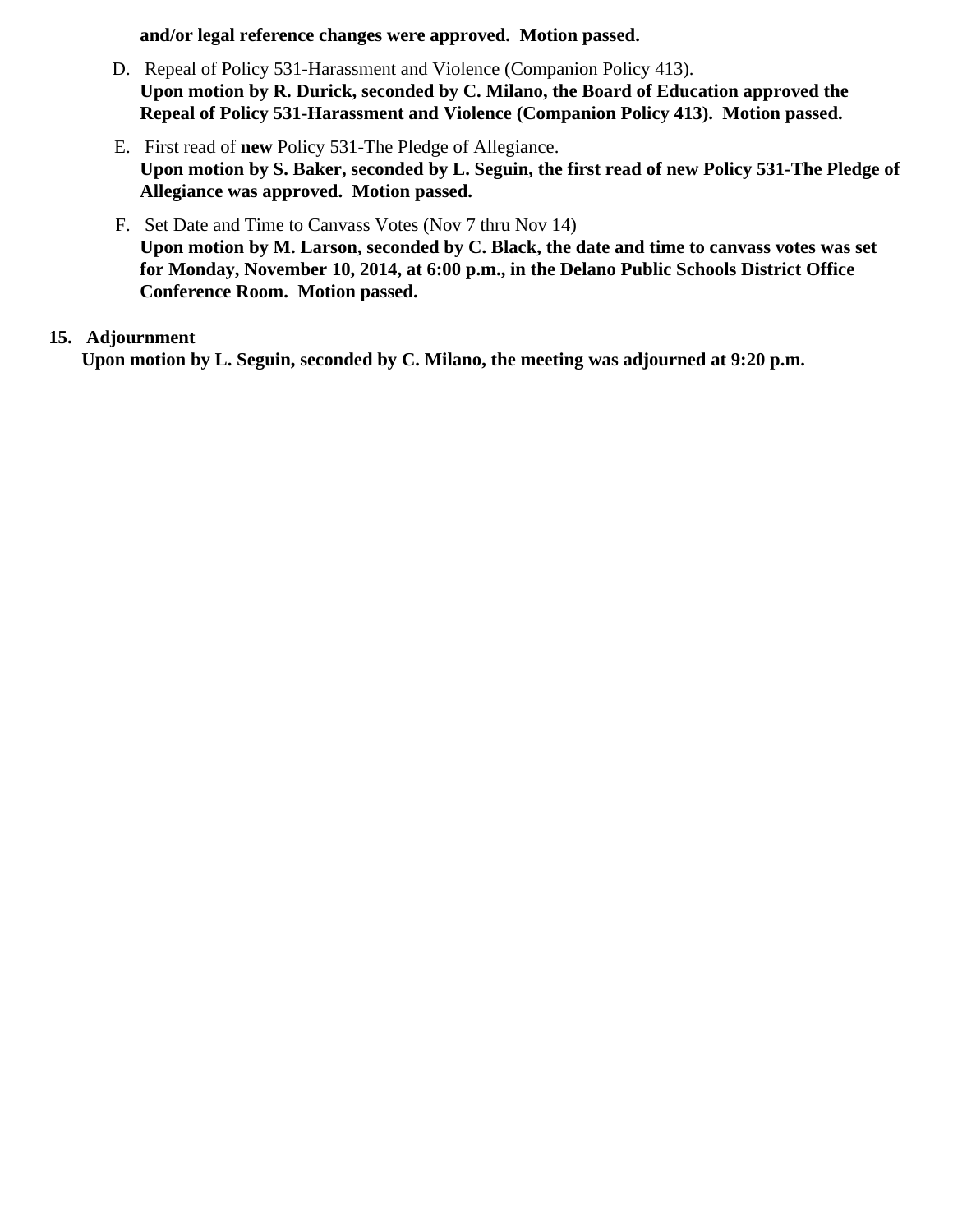**and/or legal reference changes were approved. Motion passed.**

D. Repeal of Policy 531-Harassment and Violence (Companion Policy 413).
**Upon motion by R. Durick, seconded by C. Milano, the Board of Education approved the Repeal of Policy 531-Harassment and Violence (Companion Policy 413). Motion passed.**

E. First read of **new** Policy 531-The Pledge of Allegiance.
**Upon motion by S. Baker, seconded by L. Seguin, the first read of new Policy 531-The Pledge of Allegiance was approved. Motion passed.**

F. Set Date and Time to Canvass Votes (Nov 7 thru Nov 14)
**Upon motion by M. Larson, seconded by C. Black, the date and time to canvass votes was set for Monday, November 10, 2014, at 6:00 p.m., in the Delano Public Schools District Office Conference Room. Motion passed.**

**15. Adjournment**
**Upon motion by L. Seguin, seconded by C. Milano, the meeting was adjourned at 9:20 p.m.**